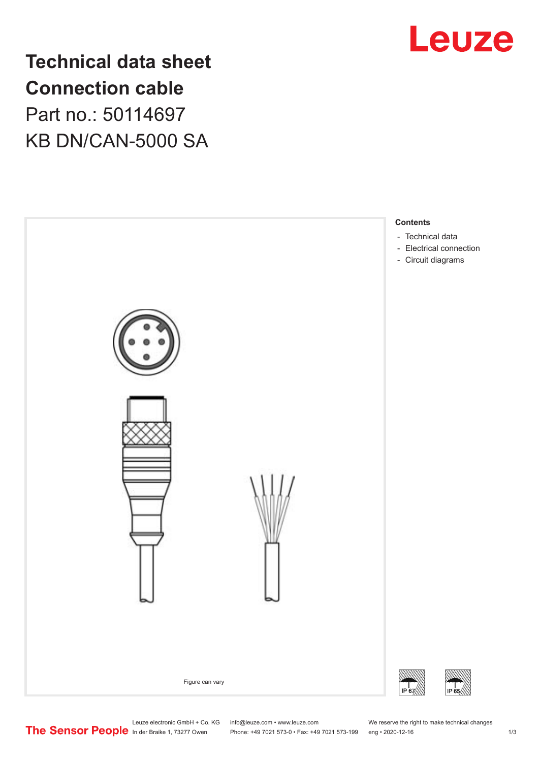# Technical data sheet
# Connection cable
## Part no.: 50114697
## KB DN/CAN-5000 SA

Figure can vary

**Contents**

- Technical data
- Electrical connection
- Circuit diagrams

IP 67

IP 65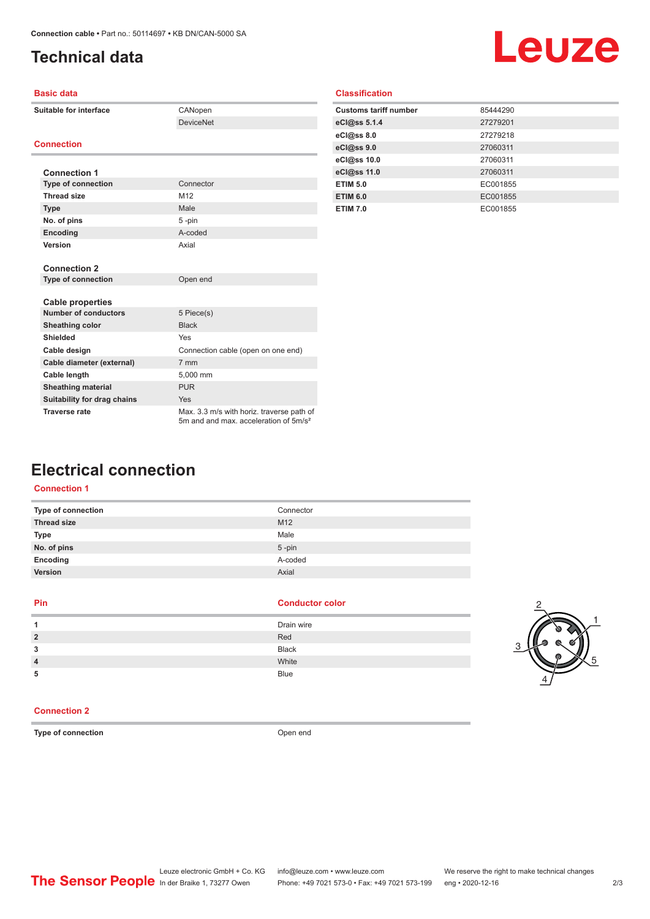# Technical data

## Basic data

| | |
|---|---|
| **Suitable for interface** | CANopen |
| | DeviceNet |

## Connection

### Connection 1

| | |
|---|---|
| **Type of connection** | Connector |
| **Thread size** | M12 |
| **Type** | Male |
| **No. of pins** | 5 -pin |
| **Encoding** | A-coded |
| **Version** | Axial |

### Connection 2

| | |
|---|---|
| **Type of connection** | Open end |

### Cable properties

| | |
|---|---|
| **Number of conductors** | 5 Piece(s) |
| **Sheathing color** | Black |
| **Shielded** | Yes |
| **Cable design** | Connection cable (open on one end) |
| **Cable diameter (external)** | 7 mm |
| **Cable length** | 5,000 mm |
| **Sheathing material** | PUR |
| **Suitability for drag chains** | Yes |
| **Traverse rate** | Max. 3.3 m/s with horiz. traverse path of 5m and and max. acceleration of 5m/s² |

## Classification

| | |
|---|---|
| **Customs tariff number** | 85444290 |
| **eCl@ss 5.1.4** | 27279201 |
| **eCl@ss 8.0** | 27279218 |
| **eCl@ss 9.0** | 27060311 |
| **eCl@ss 10.0** | 27060311 |
| **eCl@ss 11.0** | 27060311 |
| **ETIM 5.0** | EC001855 |
| **ETIM 6.0** | EC001855 |
| **ETIM 7.0** | EC001855 |

# Electrical connection

## Connection 1

| | |
|---|---|
| **Type of connection** | Connector |
| **Thread size** | M12 |
| **Type** | Male |
| **No. of pins** | 5 -pin |
| **Encoding** | A-coded |
| **Version** | Axial |

| Pin | Conductor color |
|---|---|
| **1** | Drain wire |
| **2** | Red |
| **3** | Black |
| **4** | White |
| **5** | Blue |

## Connection 2

| | |
|---|---|
| **Type of connection** | Open end |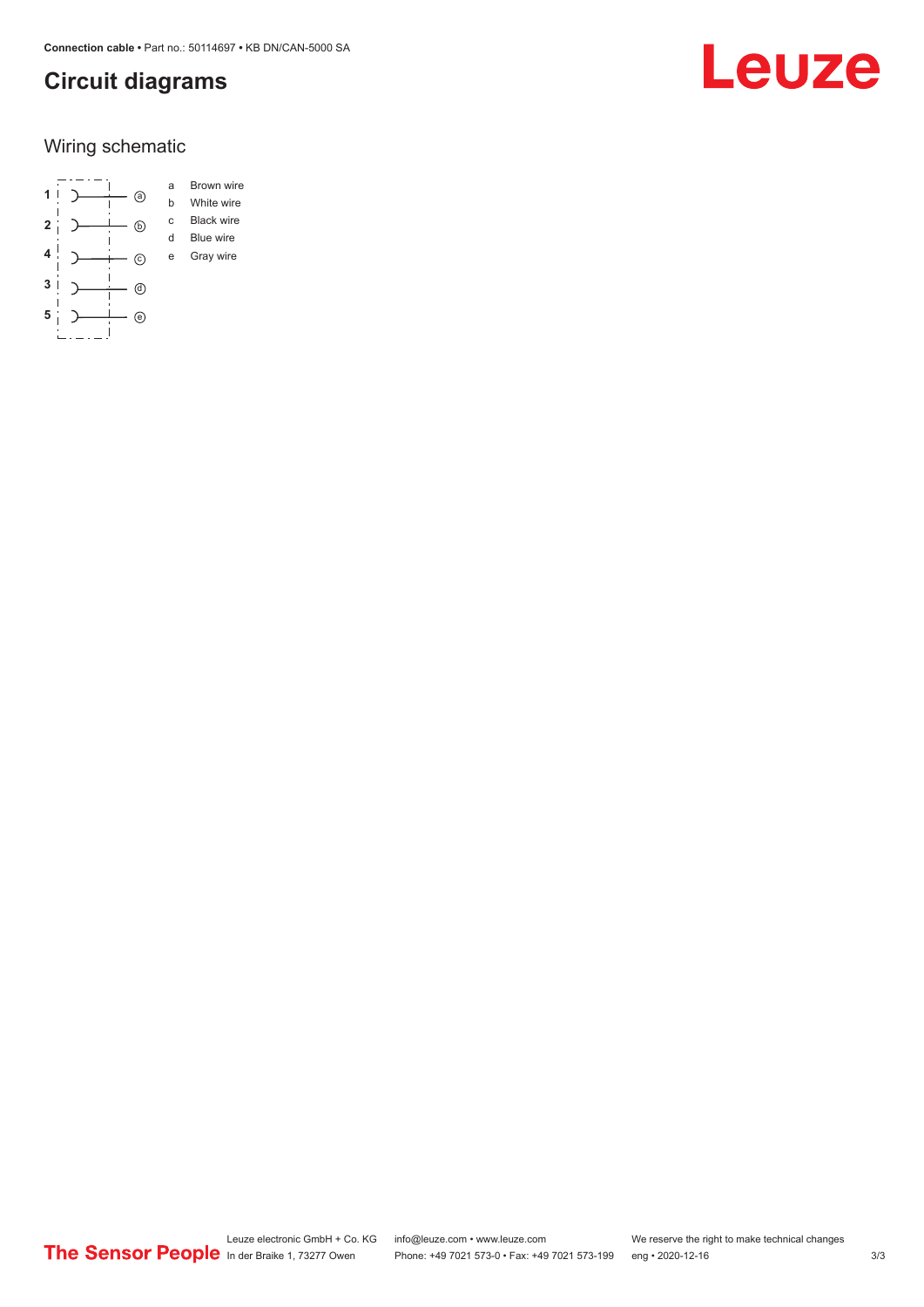# Circuit diagrams

## Wiring schematic

1
2
4
3
5

a Brown wire
b White wire
c Black wire
d Blue wire
e Gray wire